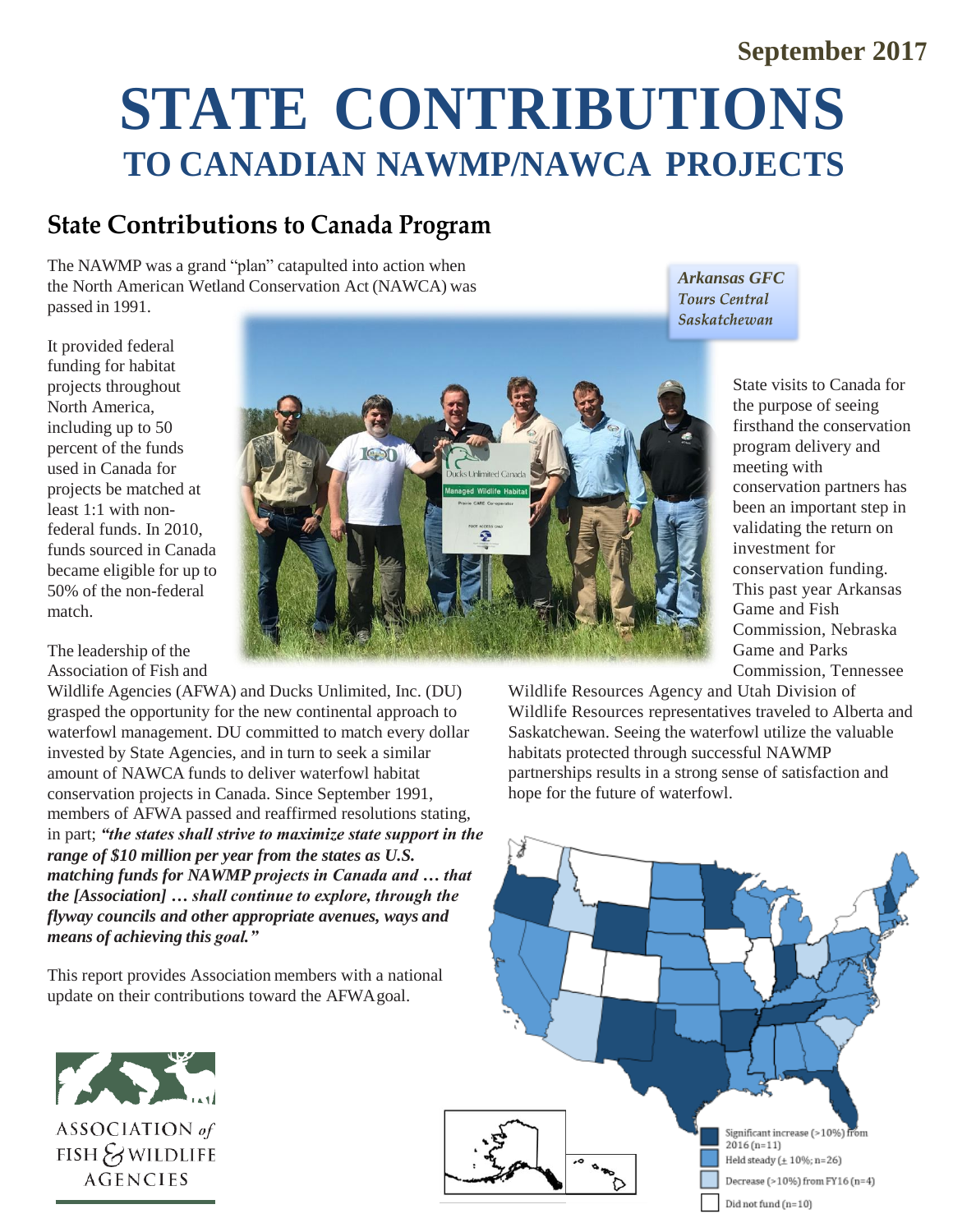September 2017

# STATE CONTRIBUTIONS
## TO CANADIAN NAWMP/NAWCA PROJECTS

## State Contributions to Canada Program

The NAWMP was a grand "plan" catapulted into action when the North American Wetland Conservation Act (NAWCA) was passed in 1991.

It provided federal funding for habitat projects throughout North America, including up to 50 percent of the funds used in Canada for projects be matched at least 1:1 with non-federal funds. In 2010, funds sourced in Canada became eligible for up to 50% of the non-federal match.

The leadership of the Association of Fish and Wildlife Agencies (AFWA) and Ducks Unlimited, Inc. (DU) grasped the opportunity for the new continental approach to waterfowl management. DU committed to match every dollar invested by State Agencies, and in turn to seek a similar amount of NAWCA funds to deliver waterfowl habitat conservation projects in Canada. Since September 1991, members of AFWA passed and reaffirmed resolutions stating, in part; ***"the states shall strive to maximize state support in the range of $10 million per year from the states as U.S. matching funds for NAWMP projects in Canada and … that the [Association] … shall continue to explore, through the flyway councils and other appropriate avenues, ways and means of achieving this goal."***

This report provides Association members with a national update on their contributions toward the AFWA goal.

***Arkansas GFC Tours Central Saskatchewan***

State visits to Canada for the purpose of seeing firsthand the conservation program delivery and meeting with conservation partners has been an important step in validating the return on investment for conservation funding. This past year Arkansas Game and Fish Commission, Nebraska Game and Parks Commission, Tennessee Wildlife Resources Agency and Utah Division of Wildlife Resources representatives traveled to Alberta and Saskatchewan. Seeing the waterfowl utilize the valuable habitats protected through successful NAWMP partnerships results in a strong sense of satisfaction and hope for the future of waterfowl.

Significant increase (>10%) from 2016 (n=11)
Held steady (± 10%; n=26)
Decrease (>10%) from FY16 (n=4)
Did not fund (n=10)

ASSOCIATION *of* FISH & WILDLIFE AGENCIES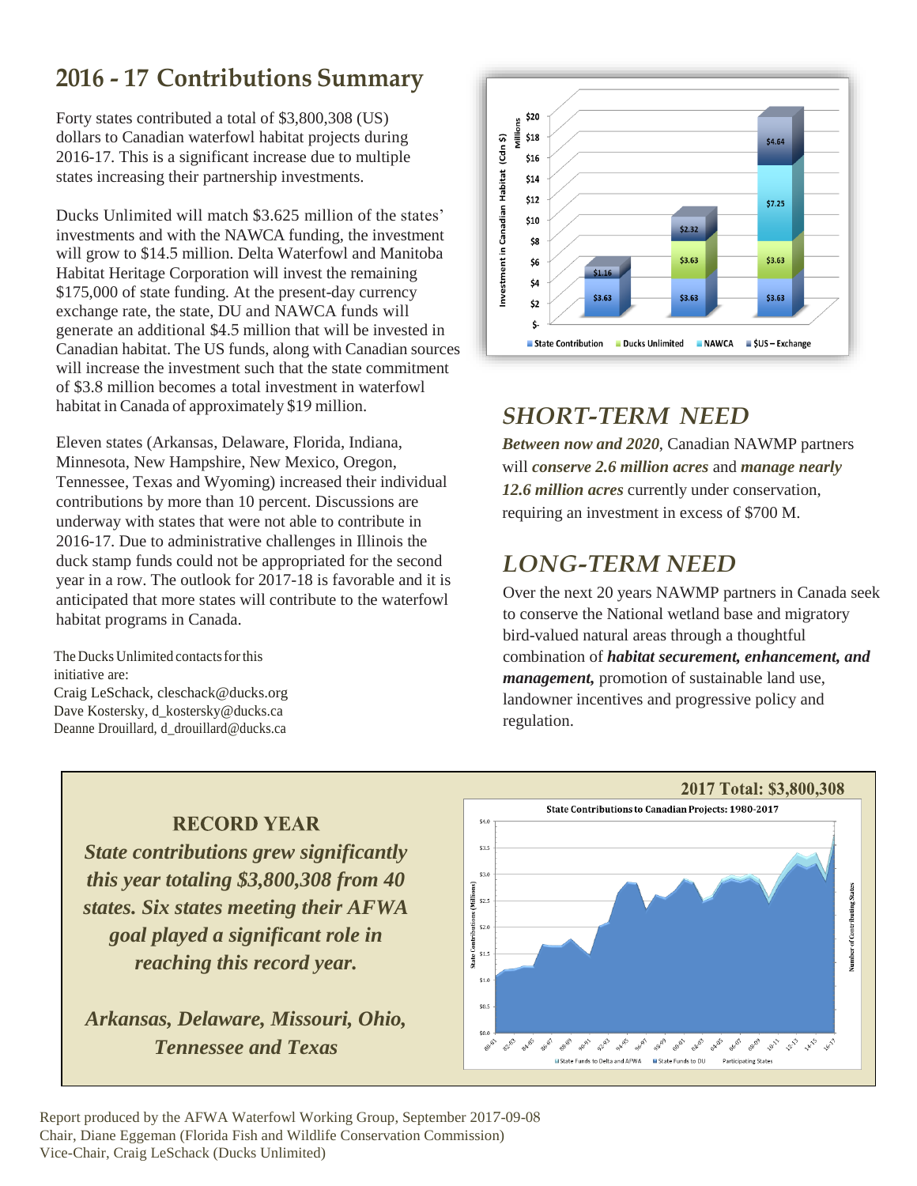## 2016 - 17 Contributions Summary

Forty states contributed a total of $3,800,308 (US) dollars to Canadian waterfowl habitat projects during 2016-17. This is a significant increase due to multiple states increasing their partnership investments.

Ducks Unlimited will match $3.625 million of the states' investments and with the NAWCA funding, the investment will grow to $14.5 million. Delta Waterfowl and Manitoba Habitat Heritage Corporation will invest the remaining $175,000 of state funding. At the present-day currency exchange rate, the state, DU and NAWCA funds will generate an additional $4.5 million that will be invested in Canadian habitat. The US funds, along with Canadian sources will increase the investment such that the state commitment of $3.8 million becomes a total investment in waterfowl habitat in Canada of approximately $19 million.

Eleven states (Arkansas, Delaware, Florida, Indiana, Minnesota, New Hampshire, New Mexico, Oregon, Tennessee, Texas and Wyoming) increased their individual contributions by more than 10 percent. Discussions are underway with states that were not able to contribute in 2016-17. Due to administrative challenges in Illinois the duck stamp funds could not be appropriated for the second year in a row. The outlook for 2017-18 is favorable and it is anticipated that more states will contribute to the waterfowl habitat programs in Canada.

The Ducks Unlimited contacts for this initiative are:
Craig LeSchack, cleschack@ducks.org
Dave Kostersky, d_kostersky@ducks.ca
Deanne Drouillard, d_drouillard@ducks.ca

Investment in Canadian Habitat (Cdn $) Millions

$20
$18
$16
$14
$12
$10
$8
$6
$4
$2
$-

$3.63
$1.16
$3.63
$3.63
$2.32
$3.63
$3.63
$7.25
$4.64

State Contribution | Ducks Unlimited | NAWCA | $US – Exchange

## *SHORT-TERM NEED*

***Between now and 2020***, Canadian NAWMP partners will ***conserve 2.6 million acres*** and ***manage nearly 12.6 million acres*** currently under conservation, requiring an investment in excess of $700 M.

## *LONG-TERM NEED*

Over the next 20 years NAWMP partners in Canada seek to conserve the National wetland base and migratory bird-valued natural areas through a thoughtful combination of ***habitat securement, enhancement, and management,*** promotion of sustainable land use, landowner incentives and progressive policy and regulation.

### RECORD YEAR

***State contributions grew significantly this year totaling $3,800,308 from 40 states. Six states meeting their AFWA goal played a significant role in reaching this record year.***

***Arkansas, Delaware, Missouri, Ohio, Tennessee and Texas***

**2017 Total: $3,800,308**

State Contributions to Canadian Projects: 1980-2017

State Contributions (Millions)

Number of Contributing States

$4.0
$3.5
$3.0
$2.5
$2.0
$1.5
$1.0
$0.5
$0.0

80-81, 82-83, 84-85, 86-87, 88-89, 90-91, 92-93, 94-95, 96-97, 98-99, 00-01, 02-03, 04-05, 06-07, 08-09, 10-11, 12-13, 14-15, 16-17

State Funds to Delta and AFWA | State Funds to DU | Participating States

Report produced by the AFWA Waterfowl Working Group, September 2017-09-08
Chair, Diane Eggeman (Florida Fish and Wildlife Conservation Commission)
Vice-Chair, Craig LeSchack (Ducks Unlimited)